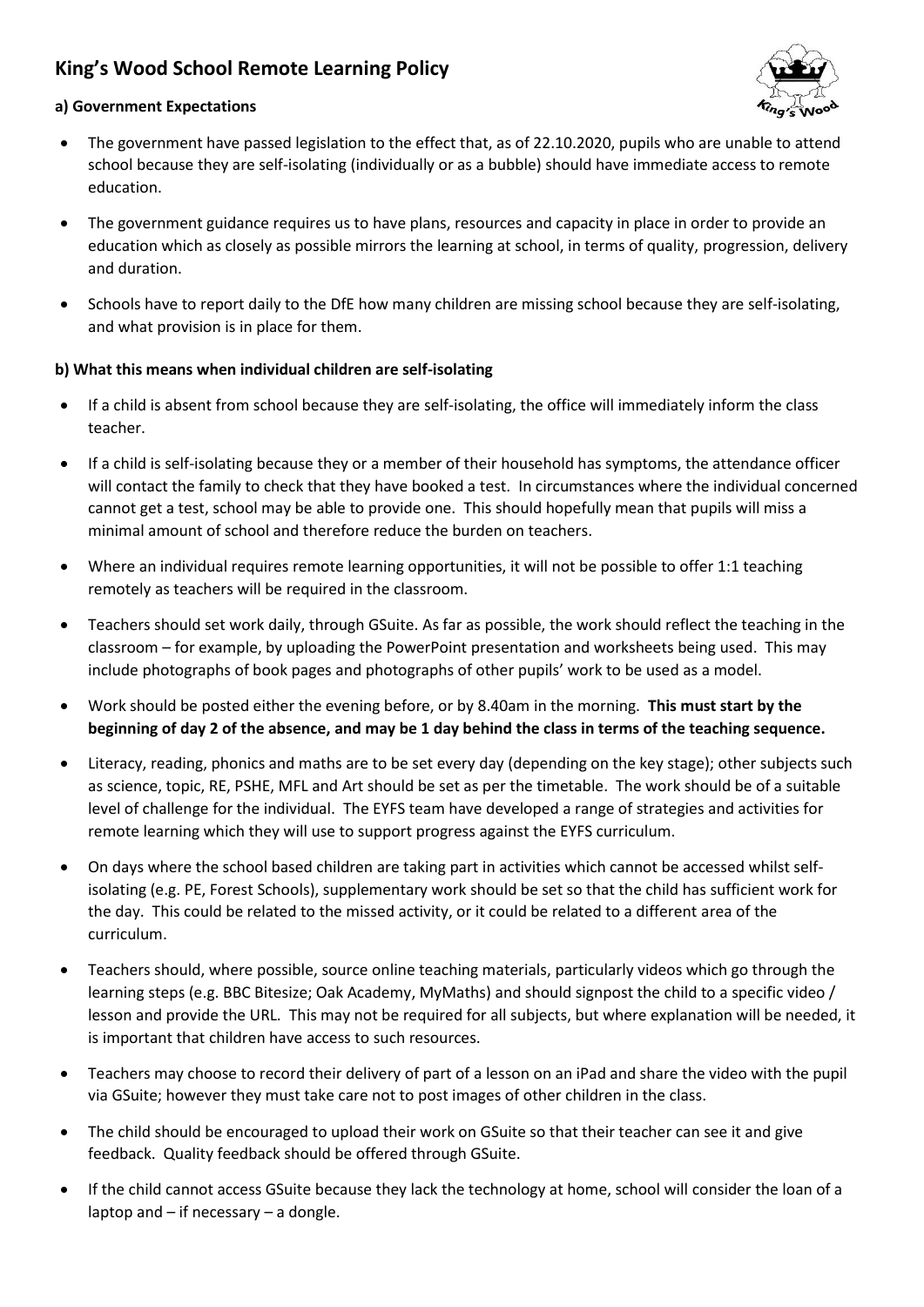# King's Wood School Remote Learning Policy

### a) Government Expectations

- The government have passed legislation to the effect that, as of 22.10.2020, pupils who are unable to attend school because they are self-isolating (individually or as a bubble) should have immediate access to remote education.
- The government guidance requires us to have plans, resources and capacity in place in order to provide an education which as closely as possible mirrors the learning at school, in terms of quality, progression, delivery and duration.
- Schools have to report daily to the DfE how many children are missing school because they are self-isolating, and what provision is in place for them.

### b) What this means when individual children are self-isolating

- If a child is absent from school because they are self-isolating, the office will immediately inform the class teacher.
- If a child is self-isolating because they or a member of their household has symptoms, the attendance officer will contact the family to check that they have booked a test. In circumstances where the individual concerned cannot get a test, school may be able to provide one. This should hopefully mean that pupils will miss a minimal amount of school and therefore reduce the burden on teachers.
- Where an individual requires remote learning opportunities, it will not be possible to offer 1:1 teaching remotely as teachers will be required in the classroom.
- Teachers should set work daily, through GSuite. As far as possible, the work should reflect the teaching in the classroom – for example, by uploading the PowerPoint presentation and worksheets being used. This may include photographs of book pages and photographs of other pupils' work to be used as a model.
- Work should be posted either the evening before, or by 8.40am in the morning. **This must start by the beginning of day 2 of the absence, and may be 1 day behind the class in terms of the teaching sequence.**
- Literacy, reading, phonics and maths are to be set every day (depending on the key stage); other subjects such as science, topic, RE, PSHE, MFL and Art should be set as per the timetable. The work should be of a suitable level of challenge for the individual. The EYFS team have developed a range of strategies and activities for remote learning which they will use to support progress against the EYFS curriculum.
- On days where the school based children are taking part in activities which cannot be accessed whilst self-isolating (e.g. PE, Forest Schools), supplementary work should be set so that the child has sufficient work for the day. This could be related to the missed activity, or it could be related to a different area of the curriculum.
- Teachers should, where possible, source online teaching materials, particularly videos which go through the learning steps (e.g. BBC Bitesize; Oak Academy, MyMaths) and should signpost the child to a specific video / lesson and provide the URL. This may not be required for all subjects, but where explanation will be needed, it is important that children have access to such resources.
- Teachers may choose to record their delivery of part of a lesson on an iPad and share the video with the pupil via GSuite; however they must take care not to post images of other children in the class.
- The child should be encouraged to upload their work on GSuite so that their teacher can see it and give feedback. Quality feedback should be offered through GSuite.
- If the child cannot access GSuite because they lack the technology at home, school will consider the loan of a laptop and – if necessary – a dongle.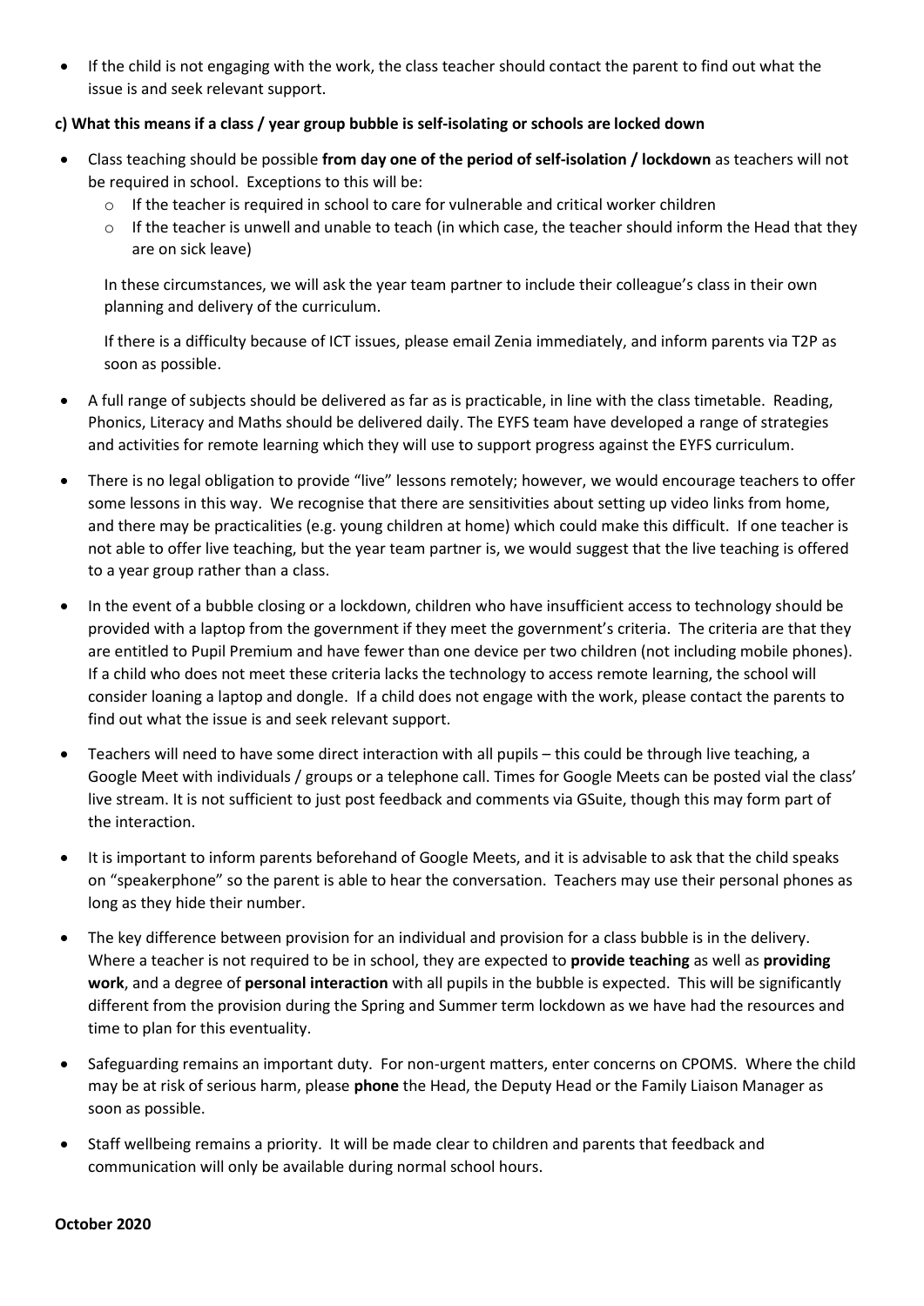- If the child is not engaging with the work, the class teacher should contact the parent to find out what the issue is and seek relevant support.

**c) What this means if a class / year group bubble is self-isolating or schools are locked down**

- Class teaching should be possible **from day one of the period of self-isolation / lockdown** as teachers will not be required in school. Exceptions to this will be:
  - If the teacher is required in school to care for vulnerable and critical worker children
  - If the teacher is unwell and unable to teach (in which case, the teacher should inform the Head that they are on sick leave)

  In these circumstances, we will ask the year team partner to include their colleague's class in their own planning and delivery of the curriculum.

  If there is a difficulty because of ICT issues, please email Zenia immediately, and inform parents via T2P as soon as possible.

- A full range of subjects should be delivered as far as is practicable, in line with the class timetable. Reading, Phonics, Literacy and Maths should be delivered daily. The EYFS team have developed a range of strategies and activities for remote learning which they will use to support progress against the EYFS curriculum.
- There is no legal obligation to provide "live" lessons remotely; however, we would encourage teachers to offer some lessons in this way. We recognise that there are sensitivities about setting up video links from home, and there may be practicalities (e.g. young children at home) which could make this difficult. If one teacher is not able to offer live teaching, but the year team partner is, we would suggest that the live teaching is offered to a year group rather than a class.
- In the event of a bubble closing or a lockdown, children who have insufficient access to technology should be provided with a laptop from the government if they meet the government's criteria. The criteria are that they are entitled to Pupil Premium and have fewer than one device per two children (not including mobile phones). If a child who does not meet these criteria lacks the technology to access remote learning, the school will consider loaning a laptop and dongle. If a child does not engage with the work, please contact the parents to find out what the issue is and seek relevant support.
- Teachers will need to have some direct interaction with all pupils – this could be through live teaching, a Google Meet with individuals / groups or a telephone call. Times for Google Meets can be posted vial the class' live stream. It is not sufficient to just post feedback and comments via GSuite, though this may form part of the interaction.
- It is important to inform parents beforehand of Google Meets, and it is advisable to ask that the child speaks on "speakerphone" so the parent is able to hear the conversation. Teachers may use their personal phones as long as they hide their number.
- The key difference between provision for an individual and provision for a class bubble is in the delivery. Where a teacher is not required to be in school, they are expected to **provide teaching** as well as **providing work**, and a degree of **personal interaction** with all pupils in the bubble is expected. This will be significantly different from the provision during the Spring and Summer term lockdown as we have had the resources and time to plan for this eventuality.
- Safeguarding remains an important duty. For non-urgent matters, enter concerns on CPOMS. Where the child may be at risk of serious harm, please **phone** the Head, the Deputy Head or the Family Liaison Manager as soon as possible.
- Staff wellbeing remains a priority. It will be made clear to children and parents that feedback and communication will only be available during normal school hours.

**October 2020**